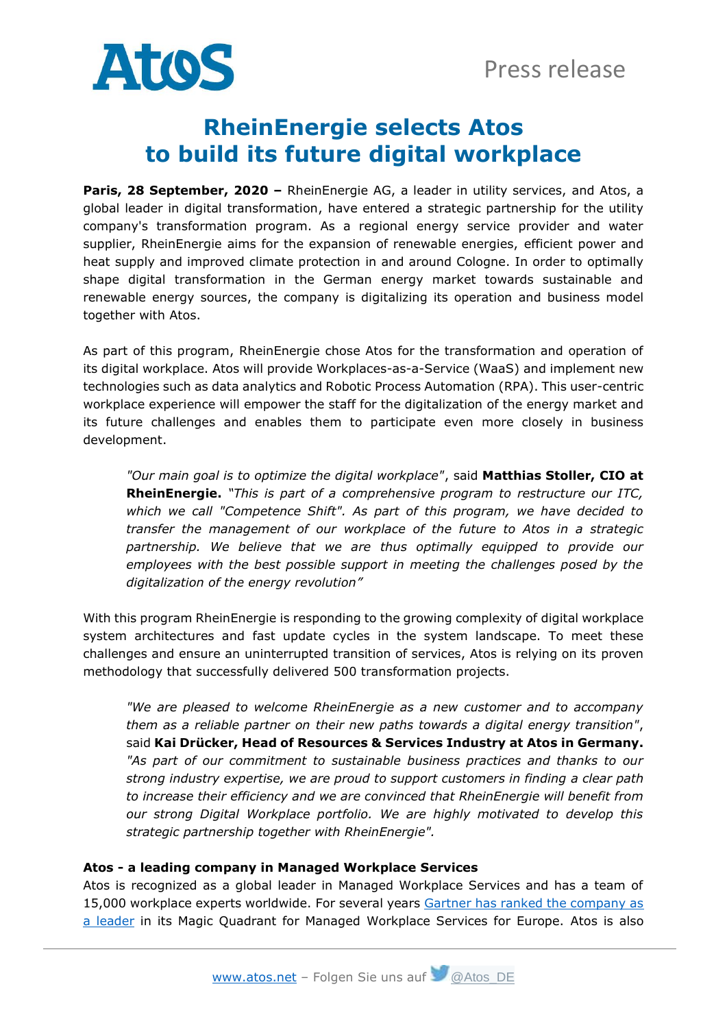# RheinEnergie selects Atos to build its future digital workplace

**Paris, 28 September, 2020 –** RheinEnergie AG, a leader in utility services, and Atos, a global leader in digital transformation, have entered a strategic partnership for the utility company's transformation program. As a regional energy service provider and water supplier, RheinEnergie aims for the expansion of renewable energies, efficient power and heat supply and improved climate protection in and around Cologne. In order to optimally shape digital transformation in the German energy market towards sustainable and renewable energy sources, the company is digitalizing its operation and business model together with Atos.

As part of this program, RheinEnergie chose Atos for the transformation and operation of its digital workplace. Atos will provide Workplaces-as-a-Service (WaaS) and implement new technologies such as data analytics and Robotic Process Automation (RPA). This user-centric workplace experience will empower the staff for the digitalization of the energy market and its future challenges and enables them to participate even more closely in business development.

> *"Our main goal is to optimize the digital workplace"*, said **Matthias Stoller, CIO at RheinEnergie.** *"This is part of a comprehensive program to restructure our ITC, which we call "Competence Shift". As part of this program, we have decided to transfer the management of our workplace of the future to Atos in a strategic partnership. We believe that we are thus optimally equipped to provide our employees with the best possible support in meeting the challenges posed by the digitalization of the energy revolution"*

With this program RheinEnergie is responding to the growing complexity of digital workplace system architectures and fast update cycles in the system landscape. To meet these challenges and ensure an uninterrupted transition of services, Atos is relying on its proven methodology that successfully delivered 500 transformation projects.

> *"We are pleased to welcome RheinEnergie as a new customer and to accompany them as a reliable partner on their new paths towards a digital energy transition"*, said **Kai Drücker, Head of Resources & Services Industry at Atos in Germany.** *"As part of our commitment to sustainable business practices and thanks to our strong industry expertise, we are proud to support customers in finding a clear path to increase their efficiency and we are convinced that RheinEnergie will benefit from our strong Digital Workplace portfolio. We are highly motivated to develop this strategic partnership together with RheinEnergie".*

**Atos - a leading company in Managed Workplace Services**

Atos is recognized as a global leader in Managed Workplace Services and has a team of 15,000 workplace experts worldwide. For several years Gartner has ranked the company as a leader in its Magic Quadrant for Managed Workplace Services for Europe. Atos is also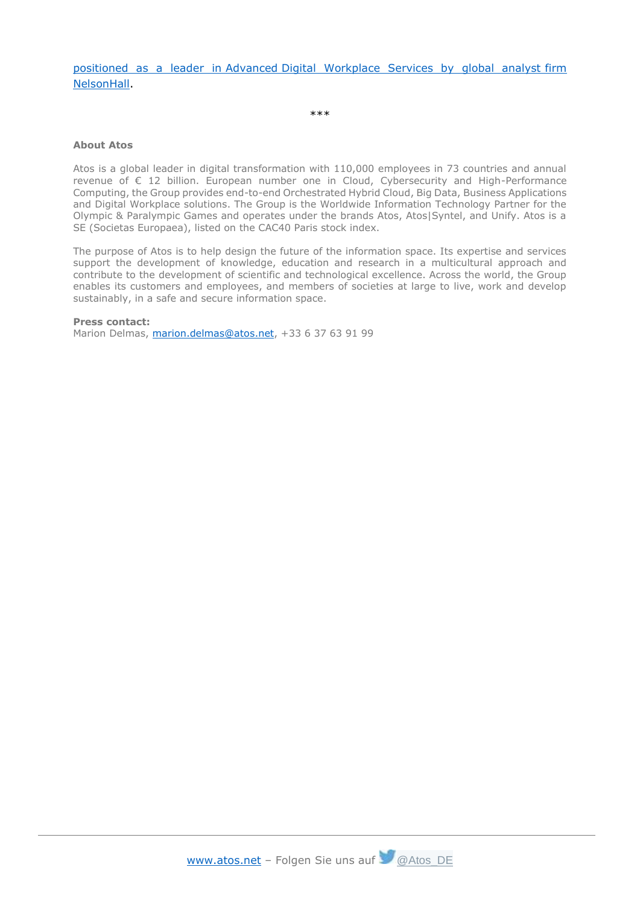positioned as a leader in Advanced Digital Workplace Services by global analyst firm NelsonHall.

***

**About Atos**

Atos is a global leader in digital transformation with 110,000 employees in 73 countries and annual revenue of € 12 billion. European number one in Cloud, Cybersecurity and High-Performance Computing, the Group provides end-to-end Orchestrated Hybrid Cloud, Big Data, Business Applications and Digital Workplace solutions. The Group is the Worldwide Information Technology Partner for the Olympic & Paralympic Games and operates under the brands Atos, Atos|Syntel, and Unify. Atos is a SE (Societas Europaea), listed on the CAC40 Paris stock index.

The purpose of Atos is to help design the future of the information space. Its expertise and services support the development of knowledge, education and research in a multicultural approach and contribute to the development of scientific and technological excellence. Across the world, the Group enables its customers and employees, and members of societies at large to live, work and develop sustainably, in a safe and secure information space.

**Press contact:**
Marion Delmas, marion.delmas@atos.net, +33 6 37 63 91 99

www.atos.net – Folgen Sie uns auf @Atos_DE